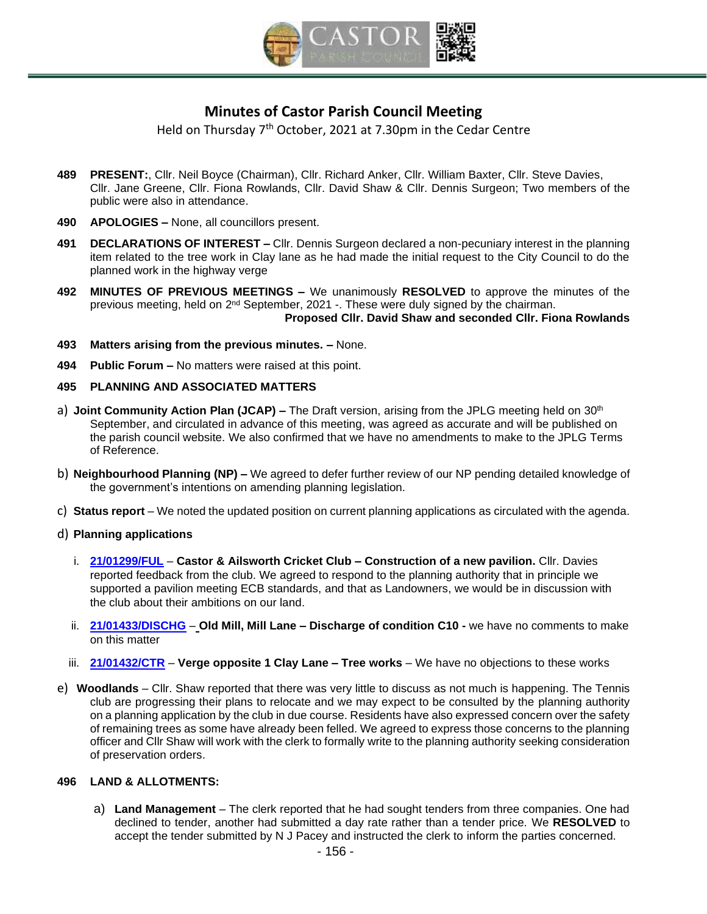# Minutes of Castor Parish Council Meeting

Held on Thursday 7th October, 2021 at 7.30pm in the Cedar Centre

**489 PRESENT:**, Cllr. Neil Boyce (Chairman), Cllr. Richard Anker, Cllr. William Baxter, Cllr. Steve Davies, Cllr. Jane Greene, Cllr. Fiona Rowlands, Cllr. David Shaw & Cllr. Dennis Surgeon; Two members of the public were also in attendance.

**490 APOLOGIES –** None, all councillors present.

**491 DECLARATIONS OF INTEREST –** Cllr. Dennis Surgeon declared a non-pecuniary interest in the planning item related to the tree work in Clay lane as he had made the initial request to the City Council to do the planned work in the highway verge

**492 MINUTES OF PREVIOUS MEETINGS –** We unanimously **RESOLVED** to approve the minutes of the previous meeting, held on 2nd September, 2021 -. These were duly signed by the chairman.

**Proposed Cllr. David Shaw and seconded Cllr. Fiona Rowlands**

**493 Matters arising from the previous minutes. –** None.

**494 Public Forum –** No matters were raised at this point.

**495 PLANNING AND ASSOCIATED MATTERS**

a) **Joint Community Action Plan (JCAP) –** The Draft version, arising from the JPLG meeting held on 30th September, and circulated in advance of this meeting, was agreed as accurate and will be published on the parish council website. We also confirmed that we have no amendments to make to the JPLG Terms of Reference.

b) **Neighbourhood Planning (NP) –** We agreed to defer further review of our NP pending detailed knowledge of the government's intentions on amending planning legislation.

c) **Status report** – We noted the updated position on current planning applications as circulated with the agenda.

d) **Planning applications**

   i. **21/01299/FUL** – **Castor & Ailsworth Cricket Club – Construction of a new pavilion.** Cllr. Davies reported feedback from the club. We agreed to respond to the planning authority that in principle we supported a pavilion meeting ECB standards, and that as Landowners, we would be in discussion with the club about their ambitions on our land.

   ii. **21/01433/DISCHG** – **Old Mill, Mill Lane – Discharge of condition C10 -** we have no comments to make on this matter

   iii. **21/01432/CTR** – **Verge opposite 1 Clay Lane – Tree works** – We have no objections to these works

e) **Woodlands** – Cllr. Shaw reported that there was very little to discuss as not much is happening. The Tennis club are progressing their plans to relocate and we may expect to be consulted by the planning authority on a planning application by the club in due course. Residents have also expressed concern over the safety of remaining trees as some have already been felled. We agreed to express those concerns to the planning officer and Cllr Shaw will work with the clerk to formally write to the planning authority seeking consideration of preservation orders.

**496 LAND & ALLOTMENTS:**

a) **Land Management** – The clerk reported that he had sought tenders from three companies. One had declined to tender, another had submitted a day rate rather than a tender price. We **RESOLVED** to accept the tender submitted by N J Pacey and instructed the clerk to inform the parties concerned.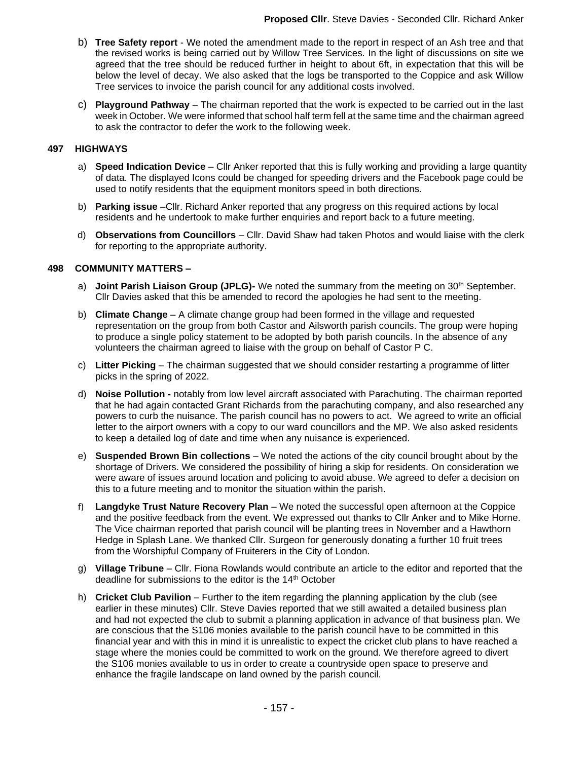**Proposed Cllr**. Steve Davies - Seconded Cllr. Richard Anker

b) **Tree Safety report** - We noted the amendment made to the report in respect of an Ash tree and that the revised works is being carried out by Willow Tree Services. In the light of discussions on site we agreed that the tree should be reduced further in height to about 6ft, in expectation that this will be below the level of decay. We also asked that the logs be transported to the Coppice and ask Willow Tree services to invoice the parish council for any additional costs involved.

c) **Playground Pathway** – The chairman reported that the work is expected to be carried out in the last week in October. We were informed that school half term fell at the same time and the chairman agreed to ask the contractor to defer the work to the following week.

### 497 HIGHWAYS

a) **Speed Indication Device** – Cllr Anker reported that this is fully working and providing a large quantity of data. The displayed Icons could be changed for speeding drivers and the Facebook page could be used to notify residents that the equipment monitors speed in both directions.

b) **Parking issue** –Cllr. Richard Anker reported that any progress on this required actions by local residents and he undertook to make further enquiries and report back to a future meeting.

d) **Observations from Councillors** – Cllr. David Shaw had taken Photos and would liaise with the clerk for reporting to the appropriate authority.

### 498 COMMUNITY MATTERS –

a) **Joint Parish Liaison Group (JPLG)-** We noted the summary from the meeting on 30th September. Cllr Davies asked that this be amended to record the apologies he had sent to the meeting.

b) **Climate Change** – A climate change group had been formed in the village and requested representation on the group from both Castor and Ailsworth parish councils. The group were hoping to produce a single policy statement to be adopted by both parish councils. In the absence of any volunteers the chairman agreed to liaise with the group on behalf of Castor P C.

c) **Litter Picking** – The chairman suggested that we should consider restarting a programme of litter picks in the spring of 2022.

d) **Noise Pollution -** notably from low level aircraft associated with Parachuting. The chairman reported that he had again contacted Grant Richards from the parachuting company, and also researched any powers to curb the nuisance. The parish council has no powers to act. We agreed to write an official letter to the airport owners with a copy to our ward councillors and the MP. We also asked residents to keep a detailed log of date and time when any nuisance is experienced.

e) **Suspended Brown Bin collections** – We noted the actions of the city council brought about by the shortage of Drivers. We considered the possibility of hiring a skip for residents. On consideration we were aware of issues around location and policing to avoid abuse. We agreed to defer a decision on this to a future meeting and to monitor the situation within the parish.

f) **Langdyke Trust Nature Recovery Plan** – We noted the successful open afternoon at the Coppice and the positive feedback from the event. We expressed out thanks to Cllr Anker and to Mike Horne. The Vice chairman reported that parish council will be planting trees in November and a Hawthorn Hedge in Splash Lane. We thanked Cllr. Surgeon for generously donating a further 10 fruit trees from the Worshipful Company of Fruiterers in the City of London.

g) **Village Tribune** – Cllr. Fiona Rowlands would contribute an article to the editor and reported that the deadline for submissions to the editor is the 14th October

h) **Cricket Club Pavilion** – Further to the item regarding the planning application by the club (see earlier in these minutes) Cllr. Steve Davies reported that we still awaited a detailed business plan and had not expected the club to submit a planning application in advance of that business plan. We are conscious that the S106 monies available to the parish council have to be committed in this financial year and with this in mind it is unrealistic to expect the cricket club plans to have reached a stage where the monies could be committed to work on the ground. We therefore agreed to divert the S106 monies available to us in order to create a countryside open space to preserve and enhance the fragile landscape on land owned by the parish council.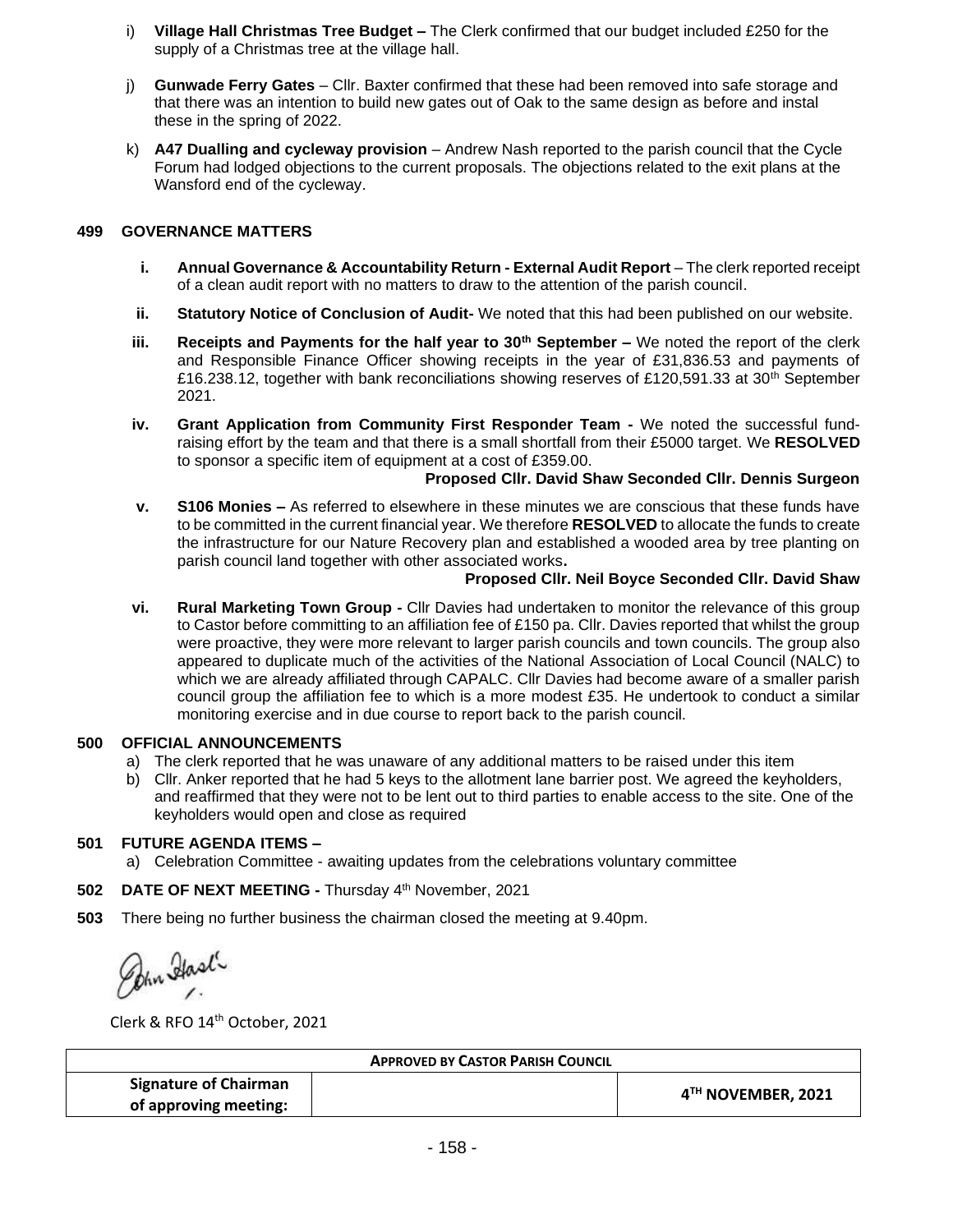i) **Village Hall Christmas Tree Budget –** The Clerk confirmed that our budget included £250 for the supply of a Christmas tree at the village hall.

j) **Gunwade Ferry Gates** – Cllr. Baxter confirmed that these had been removed into safe storage and that there was an intention to build new gates out of Oak to the same design as before and instal these in the spring of 2022.

k) **A47 Dualling and cycleway provision** – Andrew Nash reported to the parish council that the Cycle Forum had lodged objections to the current proposals. The objections related to the exit plans at the Wansford end of the cycleway.

## 499 GOVERNANCE MATTERS

**i.** **Annual Governance & Accountability Return - External Audit Report** – The clerk reported receipt of a clean audit report with no matters to draw to the attention of the parish council.

**ii.** **Statutory Notice of Conclusion of Audit-** We noted that this had been published on our website.

**iii.** **Receipts and Payments for the half year to 30th September –** We noted the report of the clerk and Responsible Finance Officer showing receipts in the year of £31,836.53 and payments of £16.238.12, together with bank reconciliations showing reserves of £120,591.33 at 30th September 2021.

**iv.** **Grant Application from Community First Responder Team -** We noted the successful fund-raising effort by the team and that there is a small shortfall from their £5000 target. We **RESOLVED** to sponsor a specific item of equipment at a cost of £359.00.

**Proposed Cllr. David Shaw Seconded Cllr. Dennis Surgeon**

**v.** **S106 Monies –** As referred to elsewhere in these minutes we are conscious that these funds have to be committed in the current financial year. We therefore **RESOLVED** to allocate the funds to create the infrastructure for our Nature Recovery plan and established a wooded area by tree planting on parish council land together with other associated works**.**

**Proposed Cllr. Neil Boyce Seconded Cllr. David Shaw**

**vi.** **Rural Marketing Town Group -** Cllr Davies had undertaken to monitor the relevance of this group to Castor before committing to an affiliation fee of £150 pa. Cllr. Davies reported that whilst the group were proactive, they were more relevant to larger parish councils and town councils. The group also appeared to duplicate much of the activities of the National Association of Local Council (NALC) to which we are already affiliated through CAPALC. Cllr Davies had become aware of a smaller parish council group the affiliation fee to which is a more modest £35. He undertook to conduct a similar monitoring exercise and in due course to report back to the parish council.

## 500 OFFICIAL ANNOUNCEMENTS

a) The clerk reported that he was unaware of any additional matters to be raised under this item
b) Cllr. Anker reported that he had 5 keys to the allotment lane barrier post. We agreed the keyholders, and reaffirmed that they were not to be lent out to third parties to enable access to the site. One of the keyholders would open and close as required

## 501 FUTURE AGENDA ITEMS –

a) Celebration Committee - awaiting updates from the celebrations voluntary committee

## 502 DATE OF NEXT MEETING - Thursday 4th November, 2021

**503** There being no further business the chairman closed the meeting at 9.40pm.

John Haslt

Clerk & RFO 14th October, 2021

| **APPROVED BY CASTOR PARISH COUNCIL** | | |
|---|---|---|
| **Signature of Chairman of approving meeting:** | | **4TH NOVEMBER, 2021** |